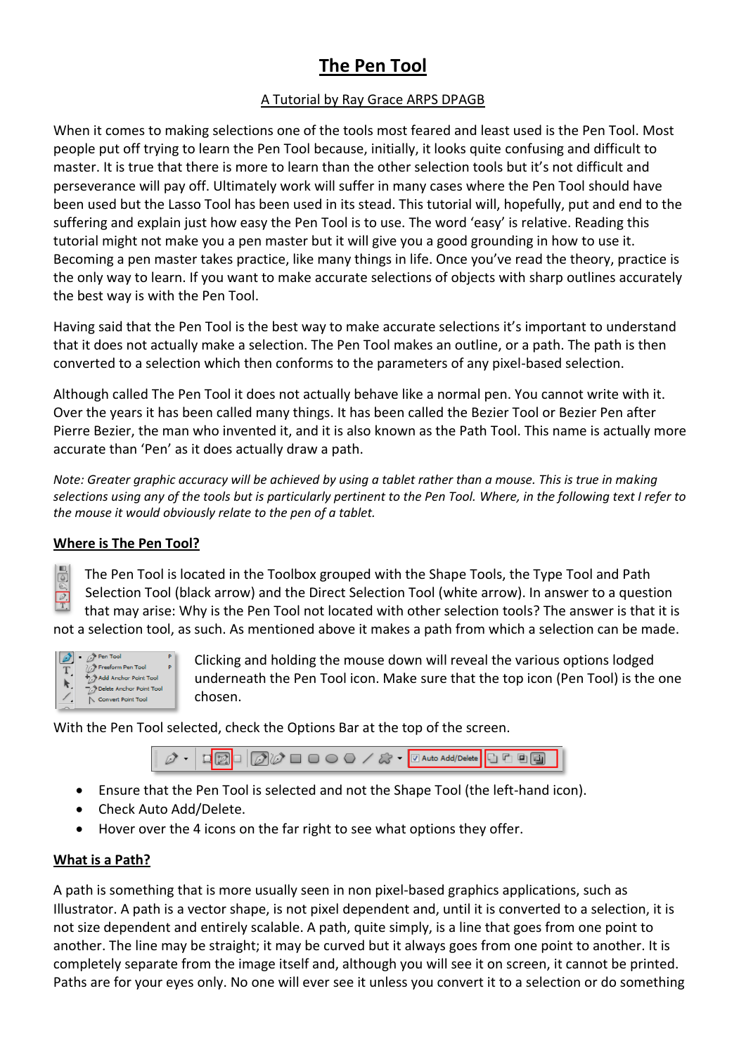# The Pen Tool

A Tutorial by Ray Grace ARPS DPAGB

When it comes to making selections one of the tools most feared and least used is the Pen Tool. Most people put off trying to learn the Pen Tool because, initially, it looks quite confusing and difficult to master. It is true that there is more to learn than the other selection tools but it's not difficult and perseverance will pay off. Ultimately work will suffer in many cases where the Pen Tool should have been used but the Lasso Tool has been used in its stead. This tutorial will, hopefully, put and end to the suffering and explain just how easy the Pen Tool is to use. The word 'easy' is relative. Reading this tutorial might not make you a pen master but it will give you a good grounding in how to use it. Becoming a pen master takes practice, like many things in life. Once you've read the theory, practice is the only way to learn. If you want to make accurate selections of objects with sharp outlines accurately the best way is with the Pen Tool.

Having said that the Pen Tool is the best way to make accurate selections it's important to understand that it does not actually make a selection. The Pen Tool makes an outline, or a path. The path is then converted to a selection which then conforms to the parameters of any pixel-based selection.

Although called The Pen Tool it does not actually behave like a normal pen. You cannot write with it. Over the years it has been called many things. It has been called the Bezier Tool or Bezier Pen after Pierre Bezier, the man who invented it, and it is also known as the Path Tool. This name is actually more accurate than 'Pen' as it does actually draw a path.

*Note: Greater graphic accuracy will be achieved by using a tablet rather than a mouse. This is true in making selections using any of the tools but is particularly pertinent to the Pen Tool. Where, in the following text I refer to the mouse it would obviously relate to the pen of a tablet.*

## Where is The Pen Tool?

The Pen Tool is located in the Toolbox grouped with the Shape Tools, the Type Tool and Path Selection Tool (black arrow) and the Direct Selection Tool (white arrow). In answer to a question that may arise: Why is the Pen Tool not located with other selection tools? The answer is that it is not a selection tool, as such. As mentioned above it makes a path from which a selection can be made.

Clicking and holding the mouse down will reveal the various options lodged underneath the Pen Tool icon. Make sure that the top icon (Pen Tool) is the one chosen.

With the Pen Tool selected, check the Options Bar at the top of the screen.

- Ensure that the Pen Tool is selected and not the Shape Tool (the left-hand icon).
- Check Auto Add/Delete.
- Hover over the 4 icons on the far right to see what options they offer.

## What is a Path?

A path is something that is more usually seen in non pixel-based graphics applications, such as Illustrator. A path is a vector shape, is not pixel dependent and, until it is converted to a selection, it is not size dependent and entirely scalable. A path, quite simply, is a line that goes from one point to another. The line may be straight; it may be curved but it always goes from one point to another. It is completely separate from the image itself and, although you will see it on screen, it cannot be printed. Paths are for your eyes only. No one will ever see it unless you convert it to a selection or do something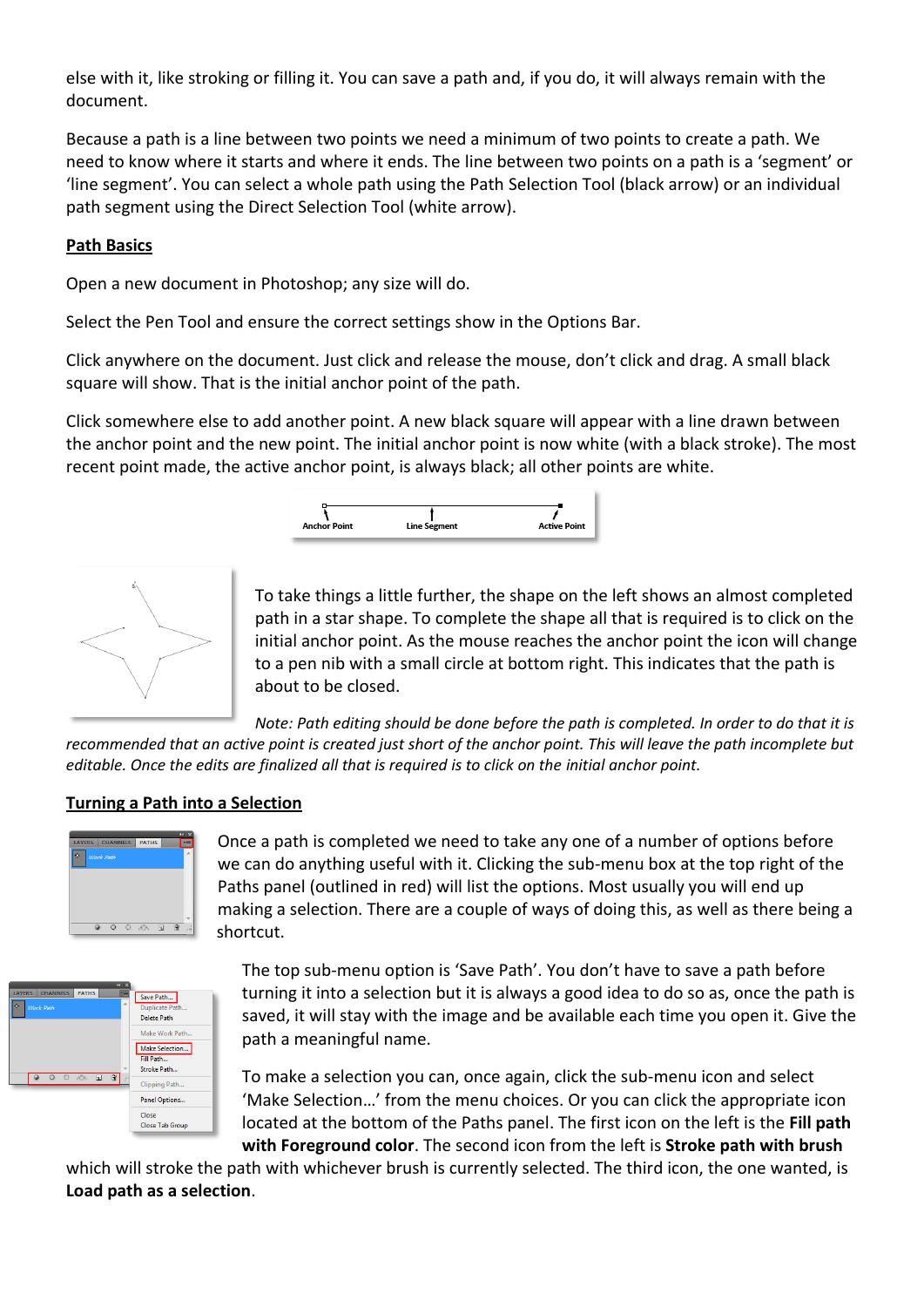else with it, like stroking or filling it. You can save a path and, if you do, it will always remain with the document.

Because a path is a line between two points we need a minimum of two points to create a path. We need to know where it starts and where it ends. The line between two points on a path is a 'segment' or 'line segment'. You can select a whole path using the Path Selection Tool (black arrow) or an individual path segment using the Direct Selection Tool (white arrow).

## Path Basics

Open a new document in Photoshop; any size will do.

Select the Pen Tool and ensure the correct settings show in the Options Bar.

Click anywhere on the document. Just click and release the mouse, don't click and drag. A small black square will show. That is the initial anchor point of the path.

Click somewhere else to add another point. A new black square will appear with a line drawn between the anchor point and the new point. The initial anchor point is now white (with a black stroke). The most recent point made, the active anchor point, is always black; all other points are white.

Anchor Point　Line Segment　Active Point

To take things a little further, the shape on the left shows an almost completed path in a star shape. To complete the shape all that is required is to click on the initial anchor point. As the mouse reaches the anchor point the icon will change to a pen nib with a small circle at bottom right. This indicates that the path is about to be closed.

*Note: Path editing should be done before the path is completed. In order to do that it is recommended that an active point is created just short of the anchor point. This will leave the path incomplete but editable. Once the edits are finalized all that is required is to click on the initial anchor point.*

## Turning a Path into a Selection

Once a path is completed we need to take any one of a number of options before we can do anything useful with it. Clicking the sub-menu box at the top right of the Paths panel (outlined in red) will list the options. Most usually you will end up making a selection. There are a couple of ways of doing this, as well as there being a shortcut.

The top sub-menu option is 'Save Path'. You don't have to save a path before turning it into a selection but it is always a good idea to do so as, once the path is saved, it will stay with the image and be available each time you open it. Give the path a meaningful name.

To make a selection you can, once again, click the sub-menu icon and select 'Make Selection…' from the menu choices. Or you can click the appropriate icon located at the bottom of the Paths panel. The first icon on the left is the **Fill path with Foreground color**. The second icon from the left is **Stroke path with brush** which will stroke the path with whichever brush is currently selected. The third icon, the one wanted, is **Load path as a selection**.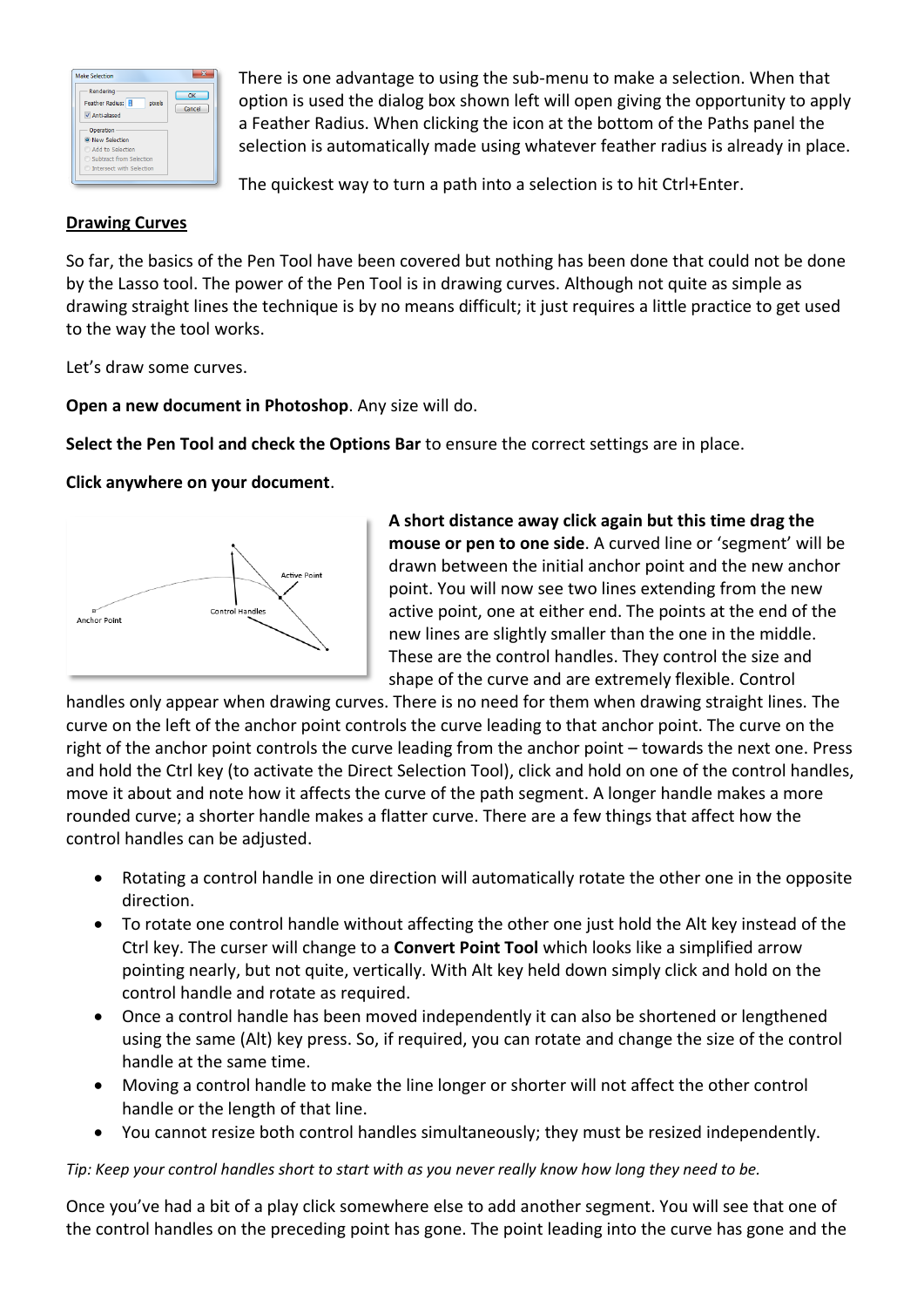There is one advantage to using the sub-menu to make a selection. When that option is used the dialog box shown left will open giving the opportunity to apply a Feather Radius. When clicking the icon at the bottom of the Paths panel the selection is automatically made using whatever feather radius is already in place.

The quickest way to turn a path into a selection is to hit Ctrl+Enter.

## Drawing Curves

So far, the basics of the Pen Tool have been covered but nothing has been done that could not be done by the Lasso tool. The power of the Pen Tool is in drawing curves. Although not quite as simple as drawing straight lines the technique is by no means difficult; it just requires a little practice to get used to the way the tool works.

Let's draw some curves.

**Open a new document in Photoshop**. Any size will do.

**Select the Pen Tool and check the Options Bar** to ensure the correct settings are in place.

**Click anywhere on your document**.

**A short distance away click again but this time drag the mouse or pen to one side**. A curved line or 'segment' will be drawn between the initial anchor point and the new anchor point. You will now see two lines extending from the new active point, one at either end. The points at the end of the new lines are slightly smaller than the one in the middle. These are the control handles. They control the size and shape of the curve and are extremely flexible. Control handles only appear when drawing curves. There is no need for them when drawing straight lines. The curve on the left of the anchor point controls the curve leading to that anchor point. The curve on the right of the anchor point controls the curve leading from the anchor point – towards the next one. Press and hold the Ctrl key (to activate the Direct Selection Tool), click and hold on one of the control handles, move it about and note how it affects the curve of the path segment. A longer handle makes a more rounded curve; a shorter handle makes a flatter curve. There are a few things that affect how the control handles can be adjusted.

- Rotating a control handle in one direction will automatically rotate the other one in the opposite direction.
- To rotate one control handle without affecting the other one just hold the Alt key instead of the Ctrl key. The curser will change to a **Convert Point Tool** which looks like a simplified arrow pointing nearly, but not quite, vertically. With Alt key held down simply click and hold on the control handle and rotate as required.
- Once a control handle has been moved independently it can also be shortened or lengthened using the same (Alt) key press. So, if required, you can rotate and change the size of the control handle at the same time.
- Moving a control handle to make the line longer or shorter will not affect the other control handle or the length of that line.
- You cannot resize both control handles simultaneously; they must be resized independently.

*Tip: Keep your control handles short to start with as you never really know how long they need to be.*

Once you've had a bit of a play click somewhere else to add another segment. You will see that one of the control handles on the preceding point has gone. The point leading into the curve has gone and the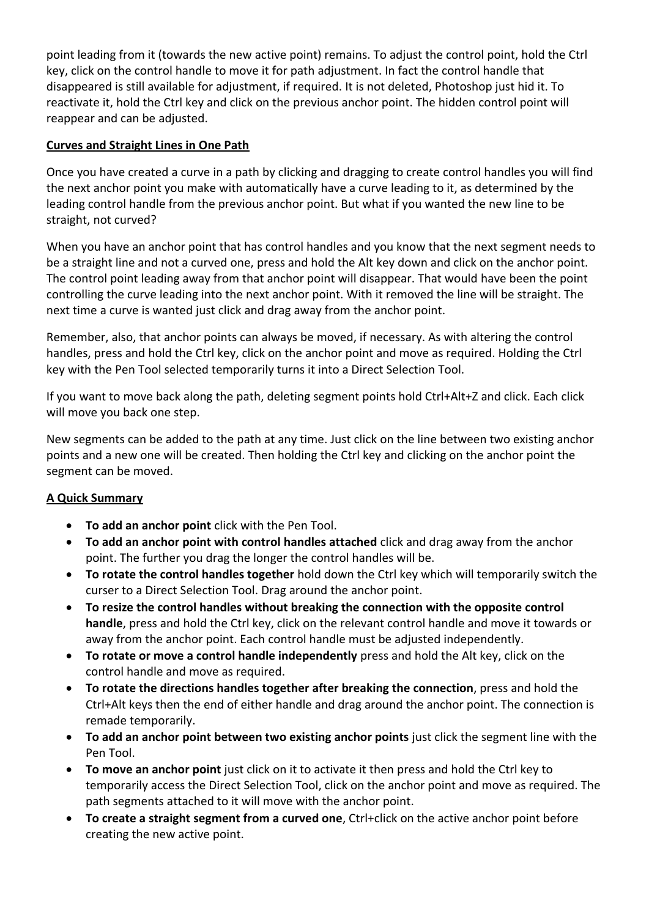point leading from it (towards the new active point) remains. To adjust the control point, hold the Ctrl key, click on the control handle to move it for path adjustment. In fact the control handle that disappeared is still available for adjustment, if required. It is not deleted, Photoshop just hid it. To reactivate it, hold the Ctrl key and click on the previous anchor point. The hidden control point will reappear and can be adjusted.

**Curves and Straight Lines in One Path**

Once you have created a curve in a path by clicking and dragging to create control handles you will find the next anchor point you make with automatically have a curve leading to it, as determined by the leading control handle from the previous anchor point. But what if you wanted the new line to be straight, not curved?

When you have an anchor point that has control handles and you know that the next segment needs to be a straight line and not a curved one, press and hold the Alt key down and click on the anchor point. The control point leading away from that anchor point will disappear. That would have been the point controlling the curve leading into the next anchor point. With it removed the line will be straight. The next time a curve is wanted just click and drag away from the anchor point.

Remember, also, that anchor points can always be moved, if necessary. As with altering the control handles, press and hold the Ctrl key, click on the anchor point and move as required. Holding the Ctrl key with the Pen Tool selected temporarily turns it into a Direct Selection Tool.

If you want to move back along the path, deleting segment points hold Ctrl+Alt+Z and click. Each click will move you back one step.

New segments can be added to the path at any time. Just click on the line between two existing anchor points and a new one will be created. Then holding the Ctrl key and clicking on the anchor point the segment can be moved.

**A Quick Summary**

- **To add an anchor point** click with the Pen Tool.
- **To add an anchor point with control handles attached** click and drag away from the anchor point. The further you drag the longer the control handles will be.
- **To rotate the control handles together** hold down the Ctrl key which will temporarily switch the curser to a Direct Selection Tool. Drag around the anchor point.
- **To resize the control handles without breaking the connection with the opposite control handle**, press and hold the Ctrl key, click on the relevant control handle and move it towards or away from the anchor point. Each control handle must be adjusted independently.
- **To rotate or move a control handle independently** press and hold the Alt key, click on the control handle and move as required.
- **To rotate the directions handles together after breaking the connection**, press and hold the Ctrl+Alt keys then the end of either handle and drag around the anchor point. The connection is remade temporarily.
- **To add an anchor point between two existing anchor points** just click the segment line with the Pen Tool.
- **To move an anchor point** just click on it to activate it then press and hold the Ctrl key to temporarily access the Direct Selection Tool, click on the anchor point and move as required. The path segments attached to it will move with the anchor point.
- **To create a straight segment from a curved one**, Ctrl+click on the active anchor point before creating the new active point.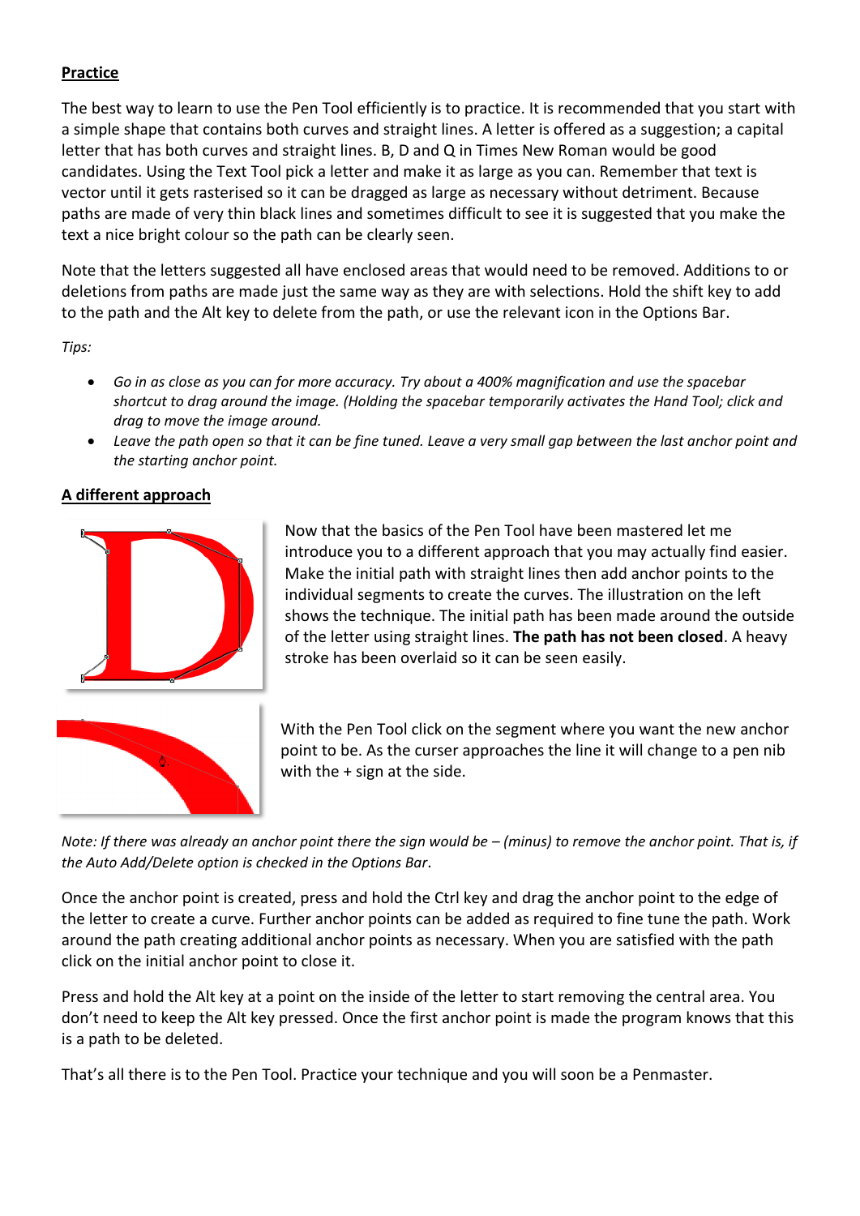**Practice**

The best way to learn to use the Pen Tool efficiently is to practice. It is recommended that you start with a simple shape that contains both curves and straight lines. A letter is offered as a suggestion; a capital letter that has both curves and straight lines. B, D and Q in Times New Roman would be good candidates. Using the Text Tool pick a letter and make it as large as you can. Remember that text is vector until it gets rasterised so it can be dragged as large as necessary without detriment. Because paths are made of very thin black lines and sometimes difficult to see it is suggested that you make the text a nice bright colour so the path can be clearly seen.

Note that the letters suggested all have enclosed areas that would need to be removed. Additions to or deletions from paths are made just the same way as they are with selections. Hold the shift key to add to the path and the Alt key to delete from the path, or use the relevant icon in the Options Bar.

*Tips:*

- *Go in as close as you can for more accuracy. Try about a 400% magnification and use the spacebar shortcut to drag around the image. (Holding the spacebar temporarily activates the Hand Tool; click and drag to move the image around.*
- *Leave the path open so that it can be fine tuned. Leave a very small gap between the last anchor point and the starting anchor point.*

**A different approach**

Now that the basics of the Pen Tool have been mastered let me introduce you to a different approach that you may actually find easier. Make the initial path with straight lines then add anchor points to the individual segments to create the curves. The illustration on the left shows the technique. The initial path has been made around the outside of the letter using straight lines. **The path has not been closed**. A heavy stroke has been overlaid so it can be seen easily.

With the Pen Tool click on the segment where you want the new anchor point to be. As the curser approaches the line it will change to a pen nib with the + sign at the side.

*Note: If there was already an anchor point there the sign would be – (minus) to remove the anchor point. That is, if the Auto Add/Delete option is checked in the Options Bar.*

Once the anchor point is created, press and hold the Ctrl key and drag the anchor point to the edge of the letter to create a curve. Further anchor points can be added as required to fine tune the path. Work around the path creating additional anchor points as necessary. When you are satisfied with the path click on the initial anchor point to close it.

Press and hold the Alt key at a point on the inside of the letter to start removing the central area. You don't need to keep the Alt key pressed. Once the first anchor point is made the program knows that this is a path to be deleted.

That's all there is to the Pen Tool. Practice your technique and you will soon be a Penmaster.